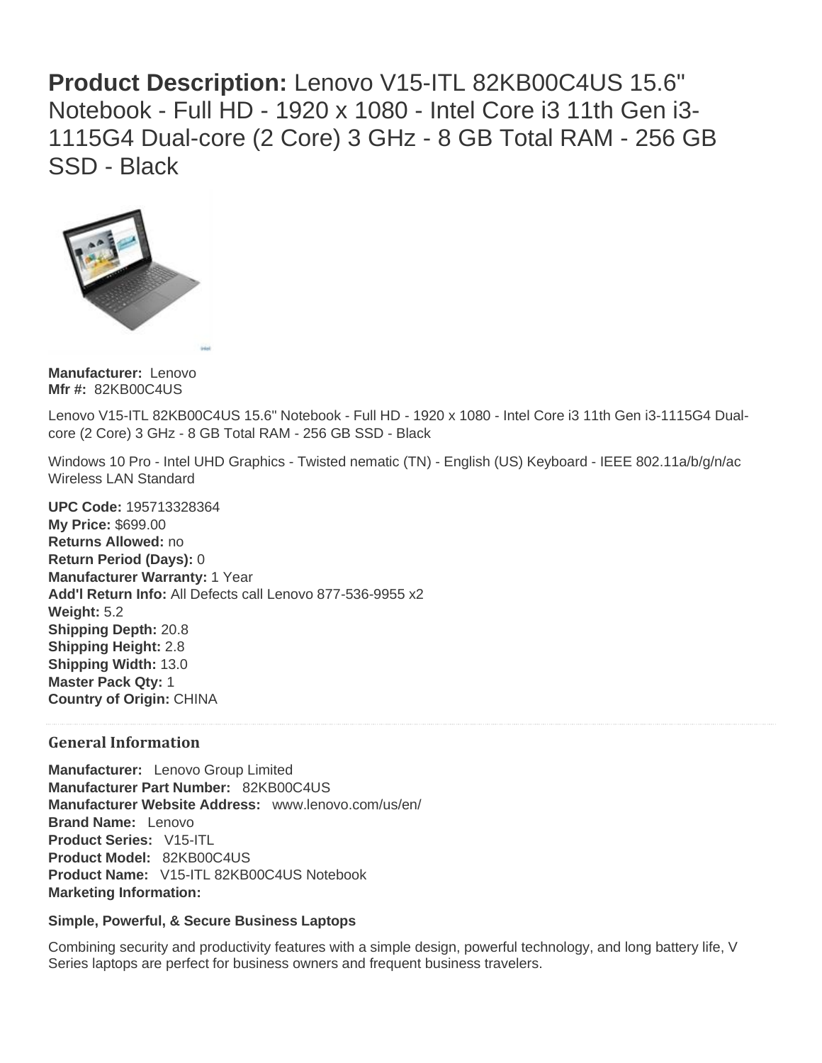# **Product Description:** Lenovo V15-ITL 82KB00C4US 15.6" Notebook - Full HD - 1920 x 1080 - Intel Core i3 11th Gen i3-1115G4 Dual-core (2 Core) 3 GHz - 8 GB Total RAM - 256 GB SSD - Black

**Manufacturer:** Lenovo
**Mfr #:** 82KB00C4US

Lenovo V15-ITL 82KB00C4US 15.6" Notebook - Full HD - 1920 x 1080 - Intel Core i3 11th Gen i3-1115G4 Dual-core (2 Core) 3 GHz - 8 GB Total RAM - 256 GB SSD - Black

Windows 10 Pro - Intel UHD Graphics - Twisted nematic (TN) - English (US) Keyboard - IEEE 802.11a/b/g/n/ac Wireless LAN Standard

**UPC Code:** 195713328364
**My Price:** $699.00
**Returns Allowed:** no
**Return Period (Days):** 0
**Manufacturer Warranty:** 1 Year
**Add'l Return Info:** All Defects call Lenovo 877-536-9955 x2
**Weight:** 5.2
**Shipping Depth:** 20.8
**Shipping Height:** 2.8
**Shipping Width:** 13.0
**Master Pack Qty:** 1
**Country of Origin:** CHINA

## General Information

**Manufacturer:** Lenovo Group Limited
**Manufacturer Part Number:** 82KB00C4US
**Manufacturer Website Address:** www.lenovo.com/us/en/
**Brand Name:** Lenovo
**Product Series:** V15-ITL
**Product Model:** 82KB00C4US
**Product Name:** V15-ITL 82KB00C4US Notebook
**Marketing Information:**

**Simple, Powerful, & Secure Business Laptops**

Combining security and productivity features with a simple design, powerful technology, and long battery life, V Series laptops are perfect for business owners and frequent business travelers.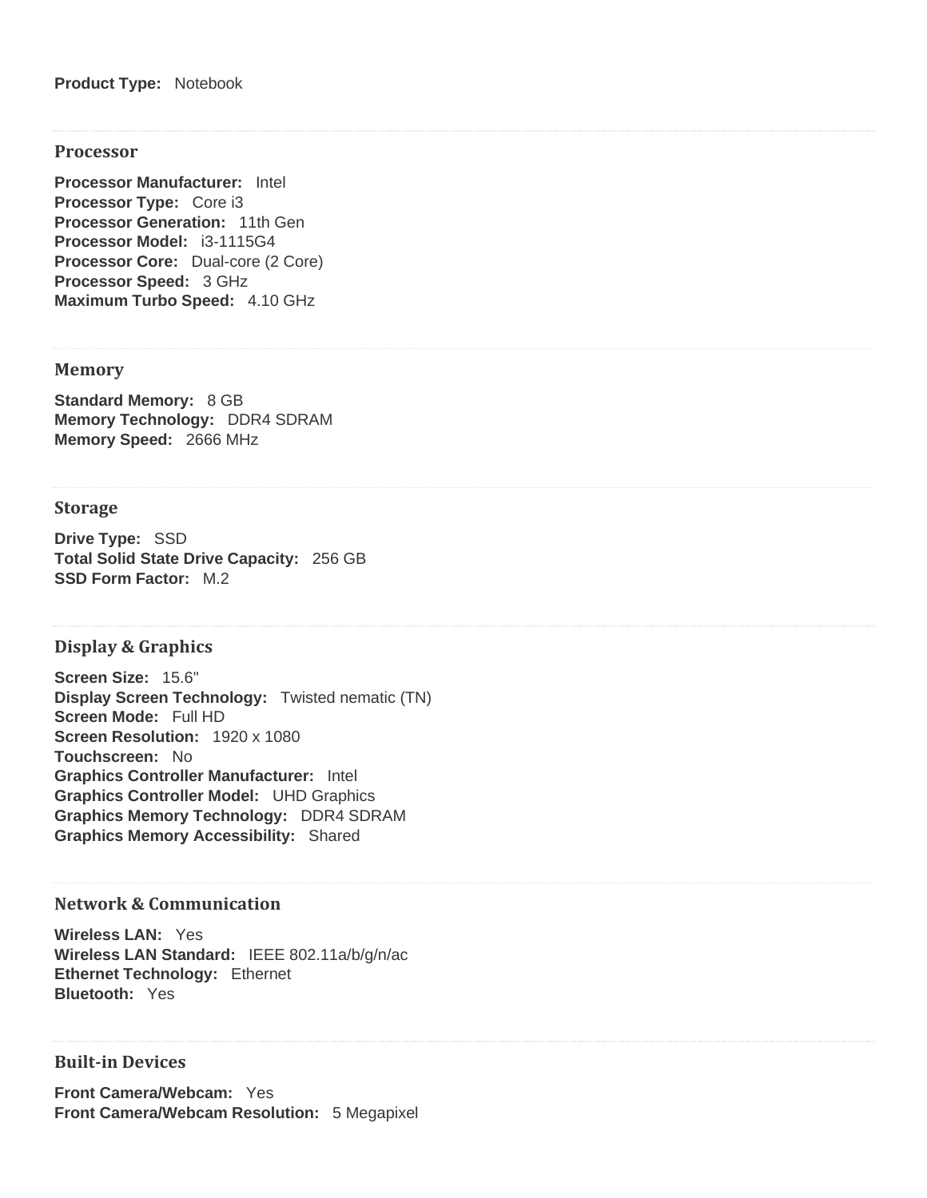**Product Type:** Notebook

---

## Processor

**Processor Manufacturer:** Intel
**Processor Type:** Core i3
**Processor Generation:** 11th Gen
**Processor Model:** i3-1115G4
**Processor Core:** Dual-core (2 Core)
**Processor Speed:** 3 GHz
**Maximum Turbo Speed:** 4.10 GHz

---

## Memory

**Standard Memory:** 8 GB
**Memory Technology:** DDR4 SDRAM
**Memory Speed:** 2666 MHz

---

## Storage

**Drive Type:** SSD
**Total Solid State Drive Capacity:** 256 GB
**SSD Form Factor:** M.2

---

## Display & Graphics

**Screen Size:** 15.6"
**Display Screen Technology:** Twisted nematic (TN)
**Screen Mode:** Full HD
**Screen Resolution:** 1920 x 1080
**Touchscreen:** No
**Graphics Controller Manufacturer:** Intel
**Graphics Controller Model:** UHD Graphics
**Graphics Memory Technology:** DDR4 SDRAM
**Graphics Memory Accessibility:** Shared

---

## Network & Communication

**Wireless LAN:** Yes
**Wireless LAN Standard:** IEEE 802.11a/b/g/n/ac
**Ethernet Technology:** Ethernet
**Bluetooth:** Yes

---

## Built-in Devices

**Front Camera/Webcam:** Yes
**Front Camera/Webcam Resolution:** 5 Megapixel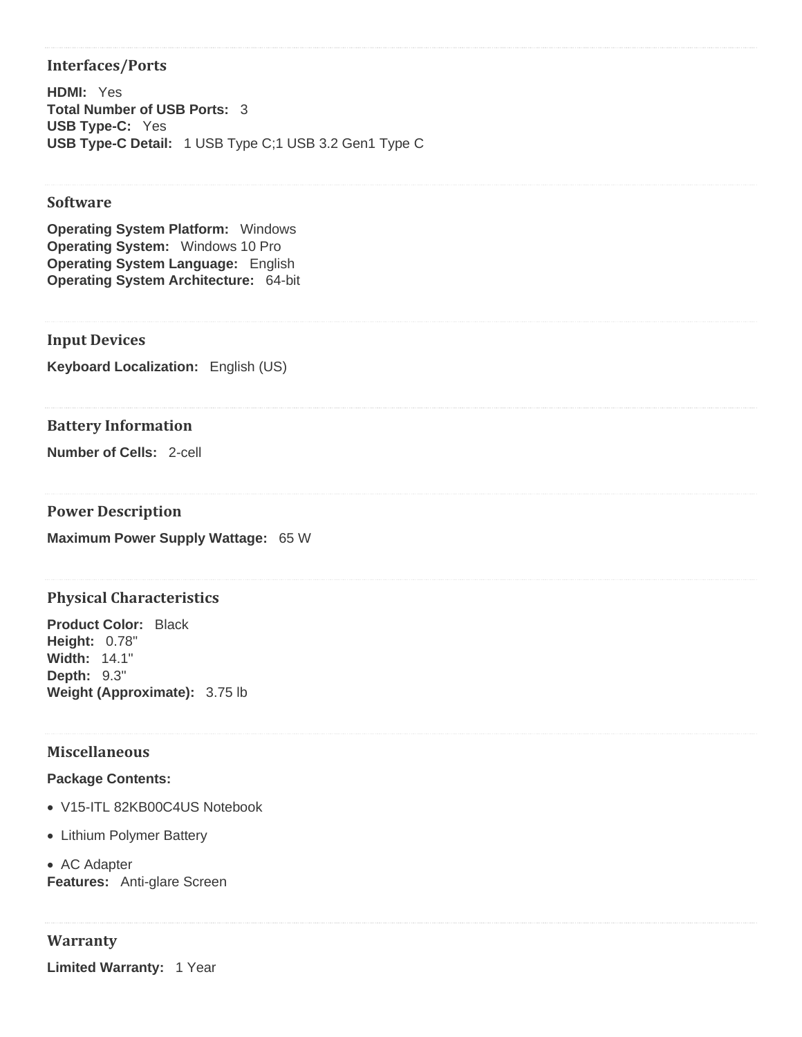### Interfaces/Ports

**HDMI:** Yes
**Total Number of USB Ports:** 3
**USB Type-C:** Yes
**USB Type-C Detail:** 1 USB Type C;1 USB 3.2 Gen1 Type C

### Software

**Operating System Platform:** Windows
**Operating System:** Windows 10 Pro
**Operating System Language:** English
**Operating System Architecture:** 64-bit

### Input Devices

**Keyboard Localization:** English (US)

### Battery Information

**Number of Cells:** 2-cell

### Power Description

**Maximum Power Supply Wattage:** 65 W

### Physical Characteristics

**Product Color:** Black
**Height:** 0.78"
**Width:** 14.1"
**Depth:** 9.3"
**Weight (Approximate):** 3.75 lb

### Miscellaneous

**Package Contents:**

- V15-ITL 82KB00C4US Notebook
- Lithium Polymer Battery
- AC Adapter

**Features:** Anti-glare Screen

### Warranty

**Limited Warranty:** 1 Year